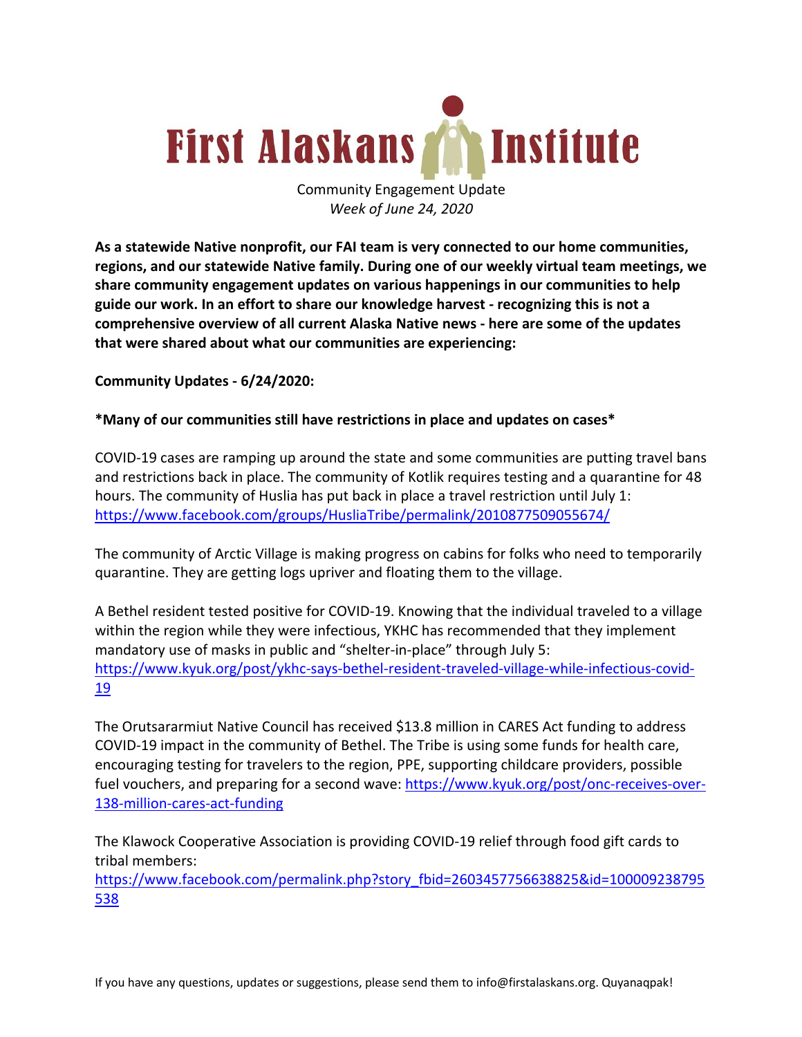# First Alaskans Institute

Community Engagement Update
*Week of June 24, 2020*

**As a statewide Native nonprofit, our FAI team is very connected to our home communities, regions, and our statewide Native family. During one of our weekly virtual team meetings, we share community engagement updates on various happenings in our communities to help guide our work. In an effort to share our knowledge harvest - recognizing this is not a comprehensive overview of all current Alaska Native news - here are some of the updates that were shared about what our communities are experiencing:**

**Community Updates - 6/24/2020:**

***Many of our communities still have restrictions in place and updates on cases***

COVID-19 cases are ramping up around the state and some communities are putting travel bans and restrictions back in place. The community of Kotlik requires testing and a quarantine for 48 hours. The community of Huslia has put back in place a travel restriction until July 1: https://www.facebook.com/groups/HusliaTribe/permalink/2010877509055674/

The community of Arctic Village is making progress on cabins for folks who need to temporarily quarantine. They are getting logs upriver and floating them to the village.

A Bethel resident tested positive for COVID-19. Knowing that the individual traveled to a village within the region while they were infectious, YKHC has recommended that they implement mandatory use of masks in public and "shelter-in-place" through July 5: https://www.kyuk.org/post/ykhc-says-bethel-resident-traveled-village-while-infectious-covid-19

The Orutsararmiut Native Council has received $13.8 million in CARES Act funding to address COVID-19 impact in the community of Bethel. The Tribe is using some funds for health care, encouraging testing for travelers to the region, PPE, supporting childcare providers, possible fuel vouchers, and preparing for a second wave: https://www.kyuk.org/post/onc-receives-over-138-million-cares-act-funding

The Klawock Cooperative Association is providing COVID-19 relief through food gift cards to tribal members:
https://www.facebook.com/permalink.php?story_fbid=2603457756638825&id=100009238795538

If you have any questions, updates or suggestions, please send them to info@firstalaskans.org. Quyanaqpak!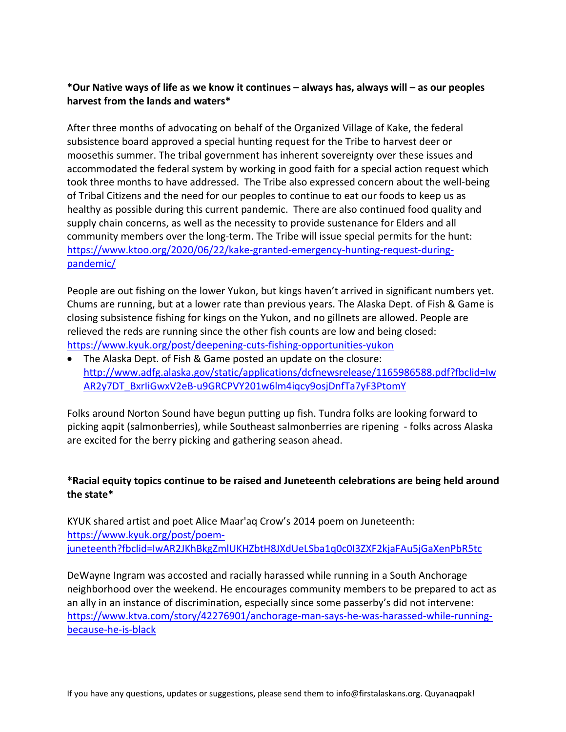**\*Our Native ways of life as we know it continues – always has, always will – as our peoples harvest from the lands and waters\***

After three months of advocating on behalf of the Organized Village of Kake, the federal subsistence board approved a special hunting request for the Tribe to harvest deer or moosethis summer. The tribal government has inherent sovereignty over these issues and accommodated the federal system by working in good faith for a special action request which took three months to have addressed. The Tribe also expressed concern about the well-being of Tribal Citizens and the need for our peoples to continue to eat our foods to keep us as healthy as possible during this current pandemic. There are also continued food quality and supply chain concerns, as well as the necessity to provide sustenance for Elders and all community members over the long-term. The Tribe will issue special permits for the hunt: https://www.ktoo.org/2020/06/22/kake-granted-emergency-hunting-request-during-pandemic/

People are out fishing on the lower Yukon, but kings haven't arrived in significant numbers yet. Chums are running, but at a lower rate than previous years. The Alaska Dept. of Fish & Game is closing subsistence fishing for kings on the Yukon, and no gillnets are allowed. People are relieved the reds are running since the other fish counts are low and being closed: https://www.kyuk.org/post/deepening-cuts-fishing-opportunities-yukon

- The Alaska Dept. of Fish & Game posted an update on the closure: http://www.adfg.alaska.gov/static/applications/dcfnewsrelease/1165986588.pdf?fbclid=IwAR2y7DT_BxrIiGwxV2eB-u9GRCPVY201w6lm4iqcy9osjDnfTa7yF3PtomY

Folks around Norton Sound have begun putting up fish. Tundra folks are looking forward to picking aqpit (salmonberries), while Southeast salmonberries are ripening - folks across Alaska are excited for the berry picking and gathering season ahead.

**\*Racial equity topics continue to be raised and Juneteenth celebrations are being held around the state\***

KYUK shared artist and poet Alice Maar'aq Crow's 2014 poem on Juneteenth: https://www.kyuk.org/post/poem-juneteenth?fbclid=IwAR2JKhBkgZmlUKHZbtH8JXdUeLSba1q0c0I3ZXF2kjaFAu5jGaXenPbR5tc

DeWayne Ingram was accosted and racially harassed while running in a South Anchorage neighborhood over the weekend. He encourages community members to be prepared to act as an ally in an instance of discrimination, especially since some passerby's did not intervene: https://www.ktva.com/story/42276901/anchorage-man-says-he-was-harassed-while-running-because-he-is-black

If you have any questions, updates or suggestions, please send them to info@firstalaskans.org. Quyanaqpak!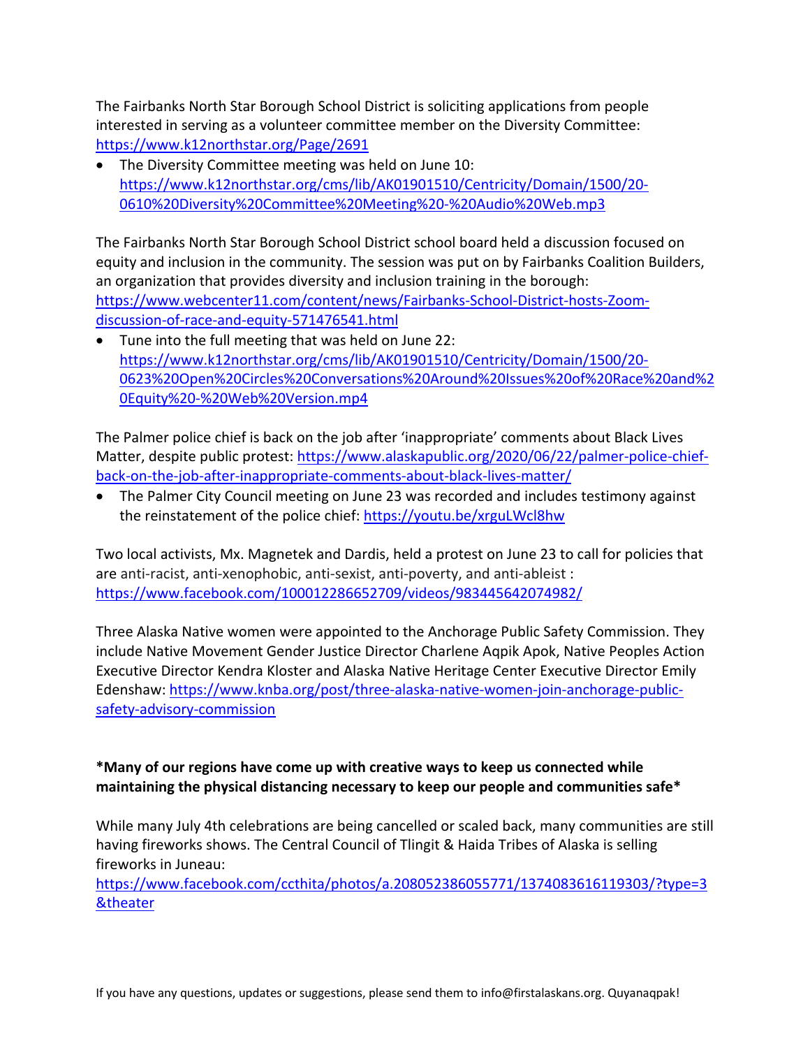The Fairbanks North Star Borough School District is soliciting applications from people interested in serving as a volunteer committee member on the Diversity Committee: https://www.k12northstar.org/Page/2691

- The Diversity Committee meeting was held on June 10: https://www.k12northstar.org/cms/lib/AK01901510/Centricity/Domain/1500/20-0610%20Diversity%20Committee%20Meeting%20-%20Audio%20Web.mp3

The Fairbanks North Star Borough School District school board held a discussion focused on equity and inclusion in the community. The session was put on by Fairbanks Coalition Builders, an organization that provides diversity and inclusion training in the borough: https://www.webcenter11.com/content/news/Fairbanks-School-District-hosts-Zoom-discussion-of-race-and-equity-571476541.html

- Tune into the full meeting that was held on June 22: https://www.k12northstar.org/cms/lib/AK01901510/Centricity/Domain/1500/20-0623%20Open%20Circles%20Conversations%20Around%20Issues%20of%20Race%20and%20Equity%20-%20Web%20Version.mp4

The Palmer police chief is back on the job after 'inappropriate' comments about Black Lives Matter, despite public protest: https://www.alaskapublic.org/2020/06/22/palmer-police-chief-back-on-the-job-after-inappropriate-comments-about-black-lives-matter/

- The Palmer City Council meeting on June 23 was recorded and includes testimony against the reinstatement of the police chief: https://youtu.be/xrguLWcl8hw

Two local activists, Mx. Magnetek and Dardis, held a protest on June 23 to call for policies that are anti-racist, anti-xenophobic, anti-sexist, anti-poverty, and anti-ableist : https://www.facebook.com/100012286652709/videos/983445642074982/

Three Alaska Native women were appointed to the Anchorage Public Safety Commission. They include Native Movement Gender Justice Director Charlene Aqpik Apok, Native Peoples Action Executive Director Kendra Kloster and Alaska Native Heritage Center Executive Director Emily Edenshaw: https://www.knba.org/post/three-alaska-native-women-join-anchorage-public-safety-advisory-commission

**\*Many of our regions have come up with creative ways to keep us connected while maintaining the physical distancing necessary to keep our people and communities safe\***

While many July 4th celebrations are being cancelled or scaled back, many communities are still having fireworks shows. The Central Council of Tlingit & Haida Tribes of Alaska is selling fireworks in Juneau: https://www.facebook.com/ccthita/photos/a.208052386055771/1374083616119303/?type=3&theater

If you have any questions, updates or suggestions, please send them to info@firstalaskans.org. Quyanaqpak!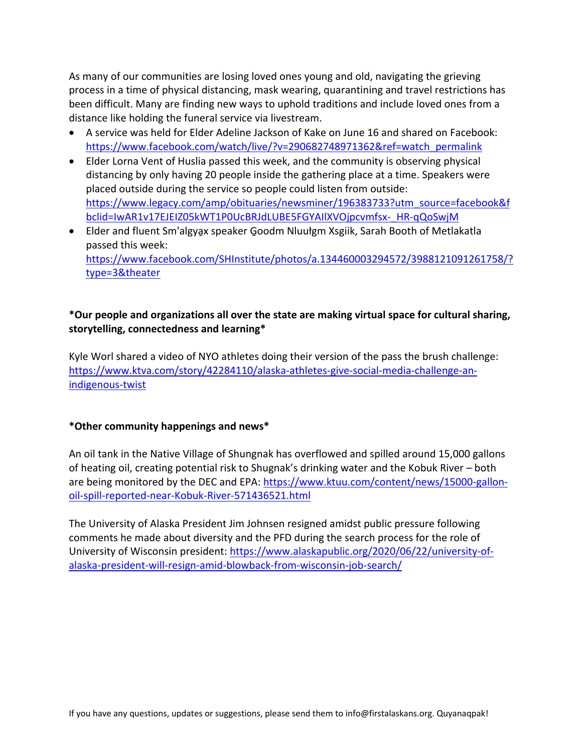As many of our communities are losing loved ones young and old, navigating the grieving process in a time of physical distancing, mask wearing, quarantining and travel restrictions has been difficult. Many are finding new ways to uphold traditions and include loved ones from a distance like holding the funeral service via livestream.

- A service was held for Elder Adeline Jackson of Kake on June 16 and shared on Facebook: https://www.facebook.com/watch/live/?v=290682748971362&ref=watch_permalink
- Elder Lorna Vent of Huslia passed this week, and the community is observing physical distancing by only having 20 people inside the gathering place at a time. Speakers were placed outside during the service so people could listen from outside: https://www.legacy.com/amp/obituaries/newsminer/196383733?utm_source=facebook&fbclid=IwAR1v17EJEIZ05kWT1P0UcBRJdLUBE5FGYAIlXVOjpcvmfsx-_HR-qQoSwjM
- Elder and fluent Sm'algyax speaker G̱oodm Nluułgm Xsgiik, Sarah Booth of Metlakatla passed this week: https://www.facebook.com/SHInstitute/photos/a.134460003294572/3988121091261758/?type=3&theater

**\*Our people and organizations all over the state are making virtual space for cultural sharing, storytelling, connectedness and learning\***

Kyle Worl shared a video of NYO athletes doing their version of the pass the brush challenge: https://www.ktva.com/story/42284110/alaska-athletes-give-social-media-challenge-an-indigenous-twist

**\*Other community happenings and news\***

An oil tank in the Native Village of Shungnak has overflowed and spilled around 15,000 gallons of heating oil, creating potential risk to Shugnak's drinking water and the Kobuk River – both are being monitored by the DEC and EPA: https://www.ktuu.com/content/news/15000-gallon-oil-spill-reported-near-Kobuk-River-571436521.html

The University of Alaska President Jim Johnsen resigned amidst public pressure following comments he made about diversity and the PFD during the search process for the role of University of Wisconsin president: https://www.alaskapublic.org/2020/06/22/university-of-alaska-president-will-resign-amid-blowback-from-wisconsin-job-search/

If you have any questions, updates or suggestions, please send them to info@firstalaskans.org. Quyanaqpak!